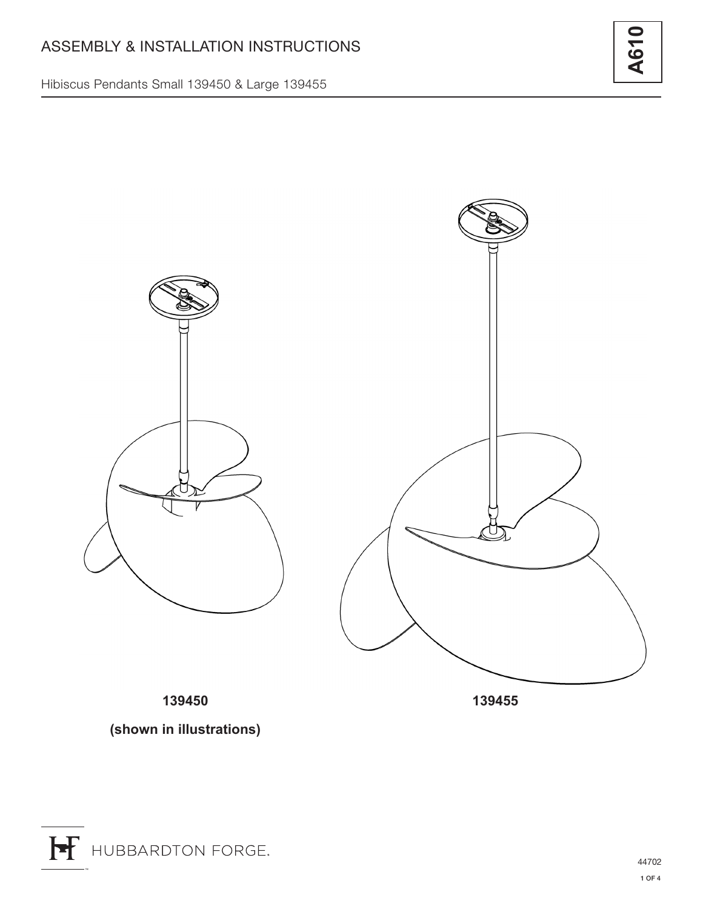# ASSEMBLY & INSTALLATION INSTRUCTIONS

**A610**

Hibiscus Pendants Small 139450 & Large 139455

**139450**

**(shown in illustrations)**

**139455**

HUBBARDTON FORGE.

44702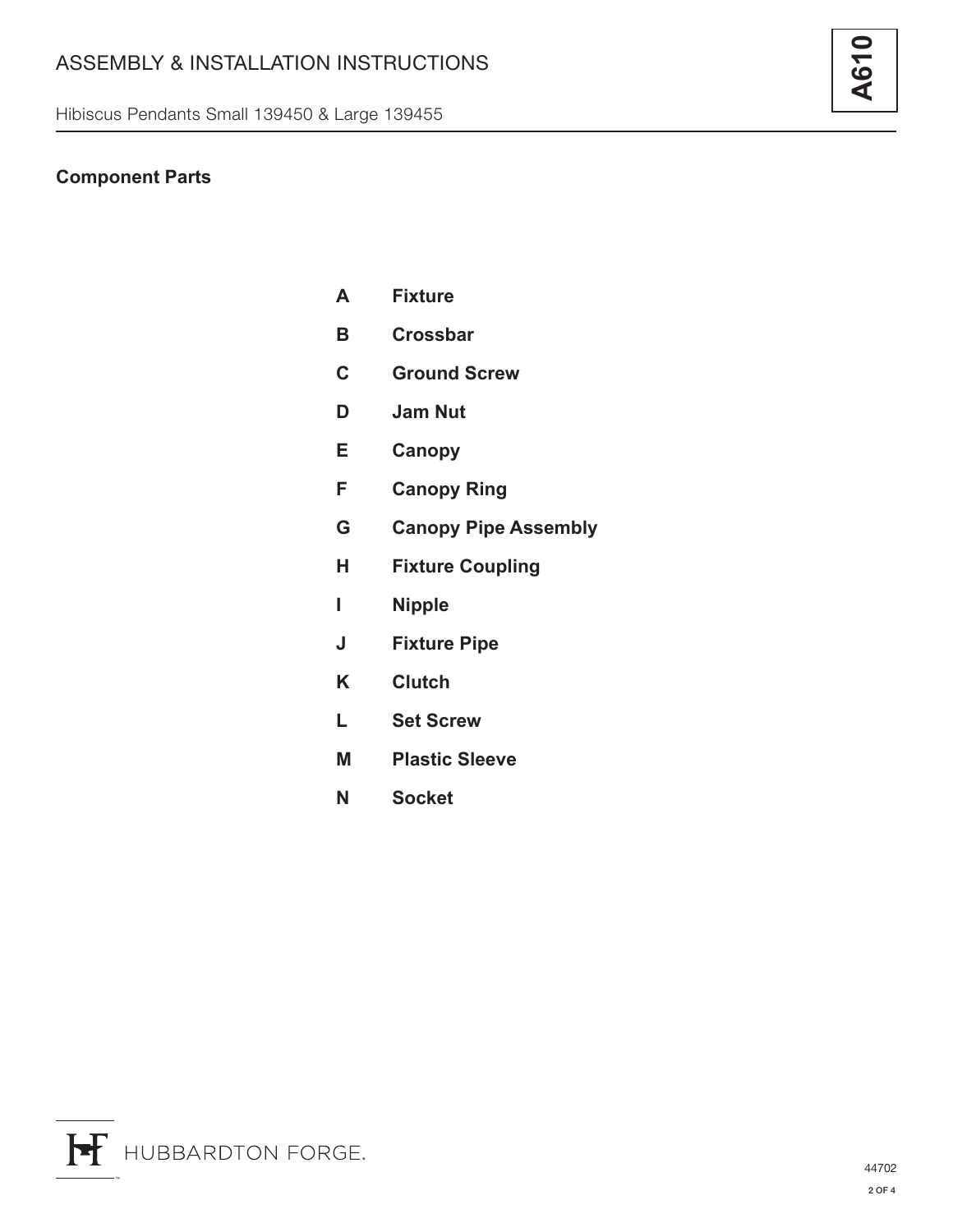## Component Parts

| | |
|---|---|
| **A** | **Fixture** |
| **B** | **Crossbar** |
| **C** | **Ground Screw** |
| **D** | **Jam Nut** |
| **E** | **Canopy** |
| **F** | **Canopy Ring** |
| **G** | **Canopy Pipe Assembly** |
| **H** | **Fixture Coupling** |
| **I** | **Nipple** |
| **J** | **Fixture Pipe** |
| **K** | **Clutch** |
| **L** | **Set Screw** |
| **M** | **Plastic Sleeve** |
| **N** | **Socket** |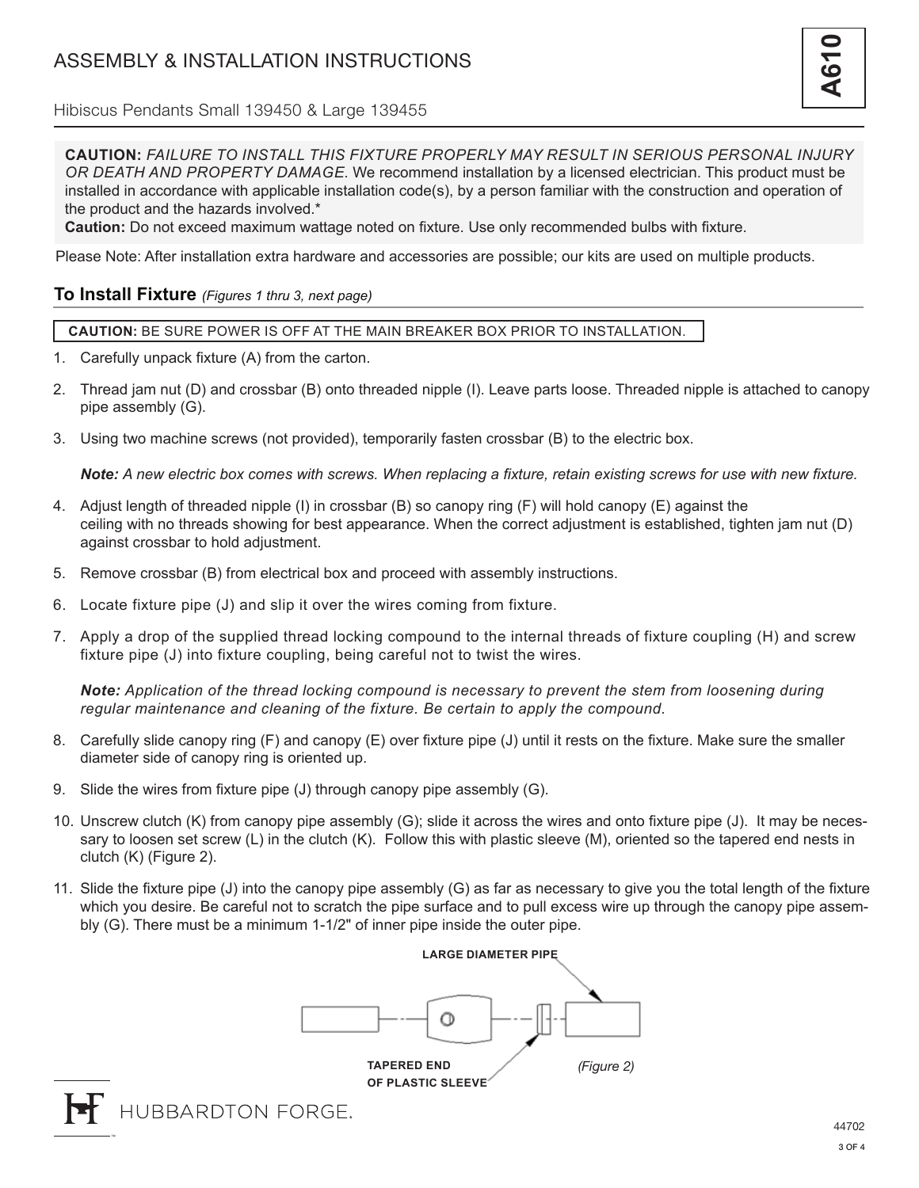# ASSEMBLY & INSTALLATION INSTRUCTIONS

**A610**

Hibiscus Pendants Small 139450 & Large 139455

**CAUTION:** *FAILURE TO INSTALL THIS FIXTURE PROPERLY MAY RESULT IN SERIOUS PERSONAL INJURY OR DEATH AND PROPERTY DAMAGE.* We recommend installation by a licensed electrician. This product must be installed in accordance with applicable installation code(s), by a person familiar with the construction and operation of the product and the hazards involved.*

**Caution:** Do not exceed maximum wattage noted on fixture. Use only recommended bulbs with fixture.

Please Note: After installation extra hardware and accessories are possible; our kits are used on multiple products.

## To Install Fixture *(Figures 1 thru 3, next page)*

**CAUTION:** BE SURE POWER IS OFF AT THE MAIN BREAKER BOX PRIOR TO INSTALLATION.

1. Carefully unpack fixture (A) from the carton.
2. Thread jam nut (D) and crossbar (B) onto threaded nipple (I). Leave parts loose. Threaded nipple is attached to canopy pipe assembly (G).
3. Using two machine screws (not provided), temporarily fasten crossbar (B) to the electric box.

   ***Note:*** *A new electric box comes with screws. When replacing a fixture, retain existing screws for use with new fixture.*
4. Adjust length of threaded nipple (I) in crossbar (B) so canopy ring (F) will hold canopy (E) against the ceiling with no threads showing for best appearance. When the correct adjustment is established, tighten jam nut (D) against crossbar to hold adjustment.
5. Remove crossbar (B) from electrical box and proceed with assembly instructions.
6. Locate fixture pipe (J) and slip it over the wires coming from fixture.
7. Apply a drop of the supplied thread locking compound to the internal threads of fixture coupling (H) and screw fixture pipe (J) into fixture coupling, being careful not to twist the wires.

   ***Note:*** *Application of the thread locking compound is necessary to prevent the stem from loosening during regular maintenance and cleaning of the fixture. Be certain to apply the compound.*
8. Carefully slide canopy ring (F) and canopy (E) over fixture pipe (J) until it rests on the fixture. Make sure the smaller diameter side of canopy ring is oriented up.
9. Slide the wires from fixture pipe (J) through canopy pipe assembly (G).
10. Unscrew clutch (K) from canopy pipe assembly (G); slide it across the wires and onto fixture pipe (J). It may be necessary to loosen set screw (L) in the clutch (K). Follow this with plastic sleeve (M), oriented so the tapered end nests in clutch (K) (Figure 2).
11. Slide the fixture pipe (J) into the canopy pipe assembly (G) as far as necessary to give you the total length of the fixture which you desire. Be careful not to scratch the pipe surface and to pull excess wire up through the canopy pipe assembly (G). There must be a minimum 1-1/2" of inner pipe inside the outer pipe.

LARGE DIAMETER PIPE

TAPERED END OF PLASTIC SLEEVE

*(Figure 2)*

HUBBARDTON FORGE.

44702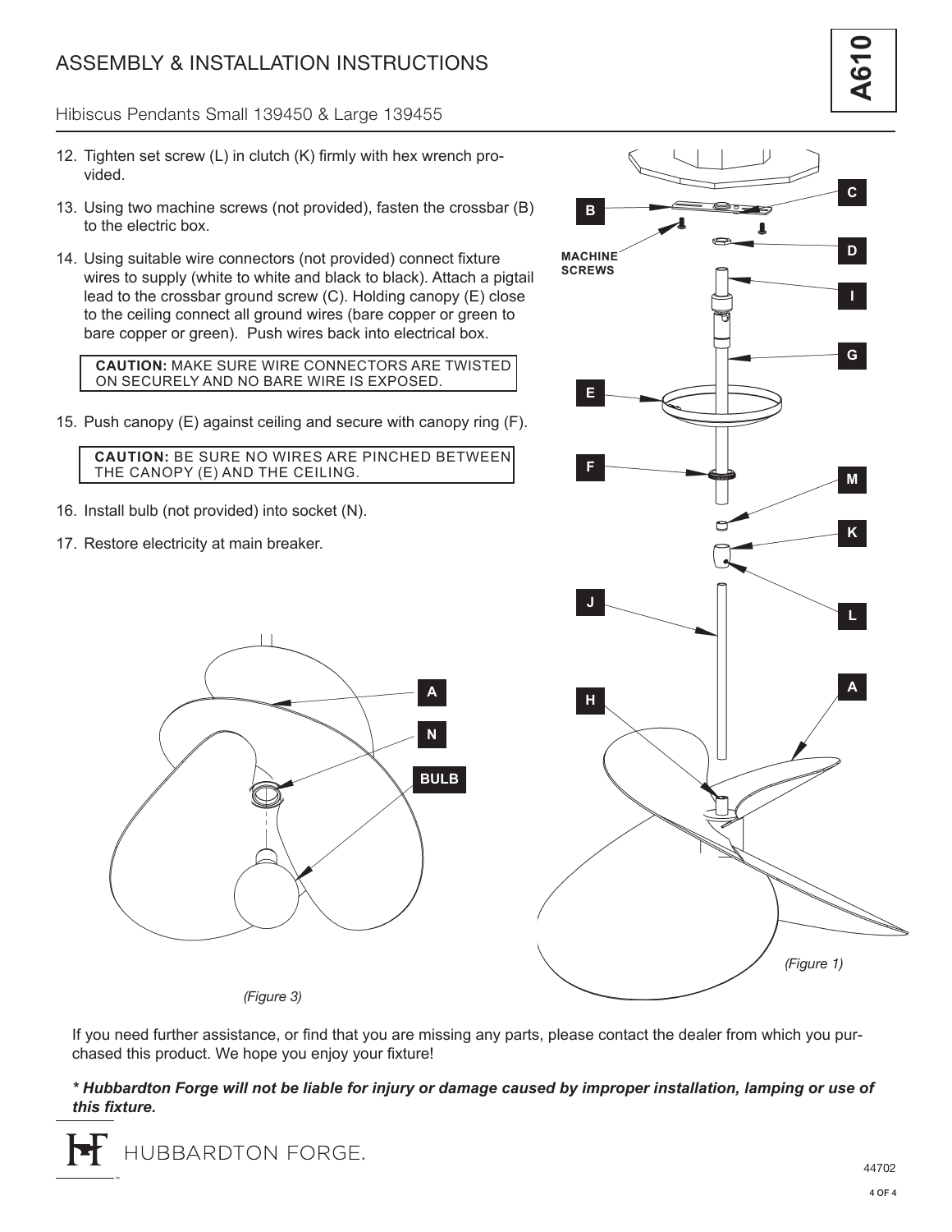# ASSEMBLY & INSTALLATION INSTRUCTIONS

Hibiscus Pendants Small 139450 & Large 139455

A610

12. Tighten set screw (L) in clutch (K) firmly with hex wrench provided.
13. Using two machine screws (not provided), fasten the crossbar (B) to the electric box.
14. Using suitable wire connectors (not provided) connect fixture wires to supply (white to white and black to black). Attach a pigtail lead to the crossbar ground screw (C). Holding canopy (E) close to the ceiling connect all ground wires (bare copper or green to bare copper or green). Push wires back into electrical box.

**CAUTION:** MAKE SURE WIRE CONNECTORS ARE TWISTED ON SECURELY AND NO BARE WIRE IS EXPOSED.

15. Push canopy (E) against ceiling and secure with canopy ring (F).

**CAUTION:** BE SURE NO WIRES ARE PINCHED BETWEEN THE CANOPY (E) AND THE CEILING.

16. Install bulb (not provided) into socket (N).
17. Restore electricity at main breaker.

B
C
MACHINE SCREWS
D
I
G
E
F
M
K
J
L
A
H

*(Figure 1)*

A
N
BULB

*(Figure 3)*

If you need further assistance, or find that you are missing any parts, please contact the dealer from which you purchased this product. We hope you enjoy your fixture!

***\* Hubbardton Forge will not be liable for injury or damage caused by improper installation, lamping or use of this fixture.***

HUBBARDTON FORGE.

44702